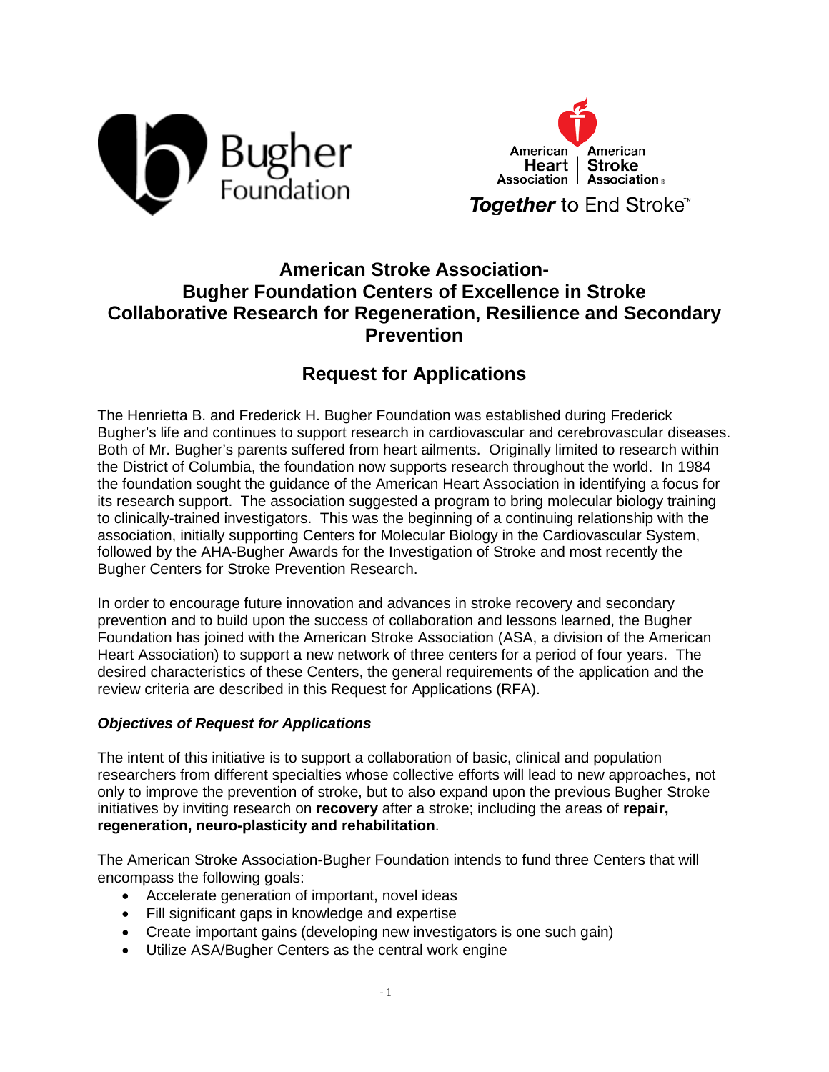# American Stroke Association-
# Bugher Foundation Centers of Excellence in Stroke
# Collaborative Research for Regeneration, Resilience and Secondary Prevention

## Request for Applications

The Henrietta B. and Frederick H. Bugher Foundation was established during Frederick Bugher's life and continues to support research in cardiovascular and cerebrovascular diseases. Both of Mr. Bugher's parents suffered from heart ailments. Originally limited to research within the District of Columbia, the foundation now supports research throughout the world. In 1984 the foundation sought the guidance of the American Heart Association in identifying a focus for its research support. The association suggested a program to bring molecular biology training to clinically-trained investigators. This was the beginning of a continuing relationship with the association, initially supporting Centers for Molecular Biology in the Cardiovascular System, followed by the AHA-Bugher Awards for the Investigation of Stroke and most recently the Bugher Centers for Stroke Prevention Research.

In order to encourage future innovation and advances in stroke recovery and secondary prevention and to build upon the success of collaboration and lessons learned, the Bugher Foundation has joined with the American Stroke Association (ASA, a division of the American Heart Association) to support a new network of three centers for a period of four years. The desired characteristics of these Centers, the general requirements of the application and the review criteria are described in this Request for Applications (RFA).

### *Objectives of Request for Applications*

The intent of this initiative is to support a collaboration of basic, clinical and population researchers from different specialties whose collective efforts will lead to new approaches, not only to improve the prevention of stroke, but to also expand upon the previous Bugher Stroke initiatives by inviting research on **recovery** after a stroke; including the areas of **repair, regeneration, neuro-plasticity and rehabilitation**.

The American Stroke Association-Bugher Foundation intends to fund three Centers that will encompass the following goals:

- Accelerate generation of important, novel ideas
- Fill significant gaps in knowledge and expertise
- Create important gains (developing new investigators is one such gain)
- Utilize ASA/Bugher Centers as the central work engine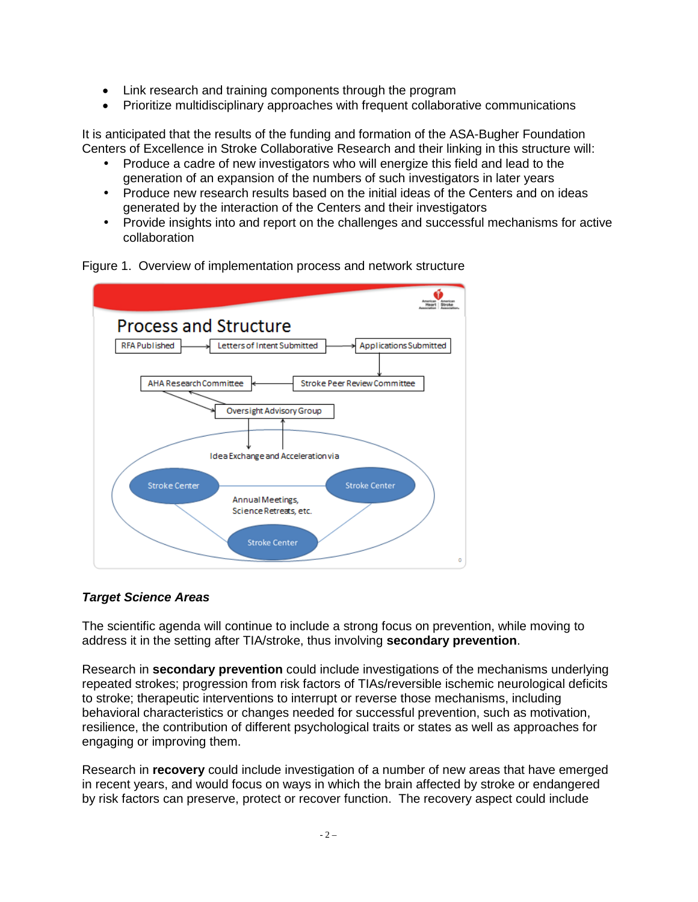- Link research and training components through the program
- Prioritize multidisciplinary approaches with frequent collaborative communications

It is anticipated that the results of the funding and formation of the ASA-Bugher Foundation Centers of Excellence in Stroke Collaborative Research and their linking in this structure will:

- Produce a cadre of new investigators who will energize this field and lead to the generation of an expansion of the numbers of such investigators in later years
- Produce new research results based on the initial ideas of the Centers and on ideas generated by the interaction of the Centers and their investigators
- Provide insights into and report on the challenges and successful mechanisms for active collaboration

Figure 1. Overview of implementation process and network structure

### *Target Science Areas*

The scientific agenda will continue to include a strong focus on prevention, while moving to address it in the setting after TIA/stroke, thus involving **secondary prevention**.

Research in **secondary prevention** could include investigations of the mechanisms underlying repeated strokes; progression from risk factors of TIAs/reversible ischemic neurological deficits to stroke; therapeutic interventions to interrupt or reverse those mechanisms, including behavioral characteristics or changes needed for successful prevention, such as motivation, resilience, the contribution of different psychological traits or states as well as approaches for engaging or improving them.

Research in **recovery** could include investigation of a number of new areas that have emerged in recent years, and would focus on ways in which the brain affected by stroke or endangered by risk factors can preserve, protect or recover function. The recovery aspect could include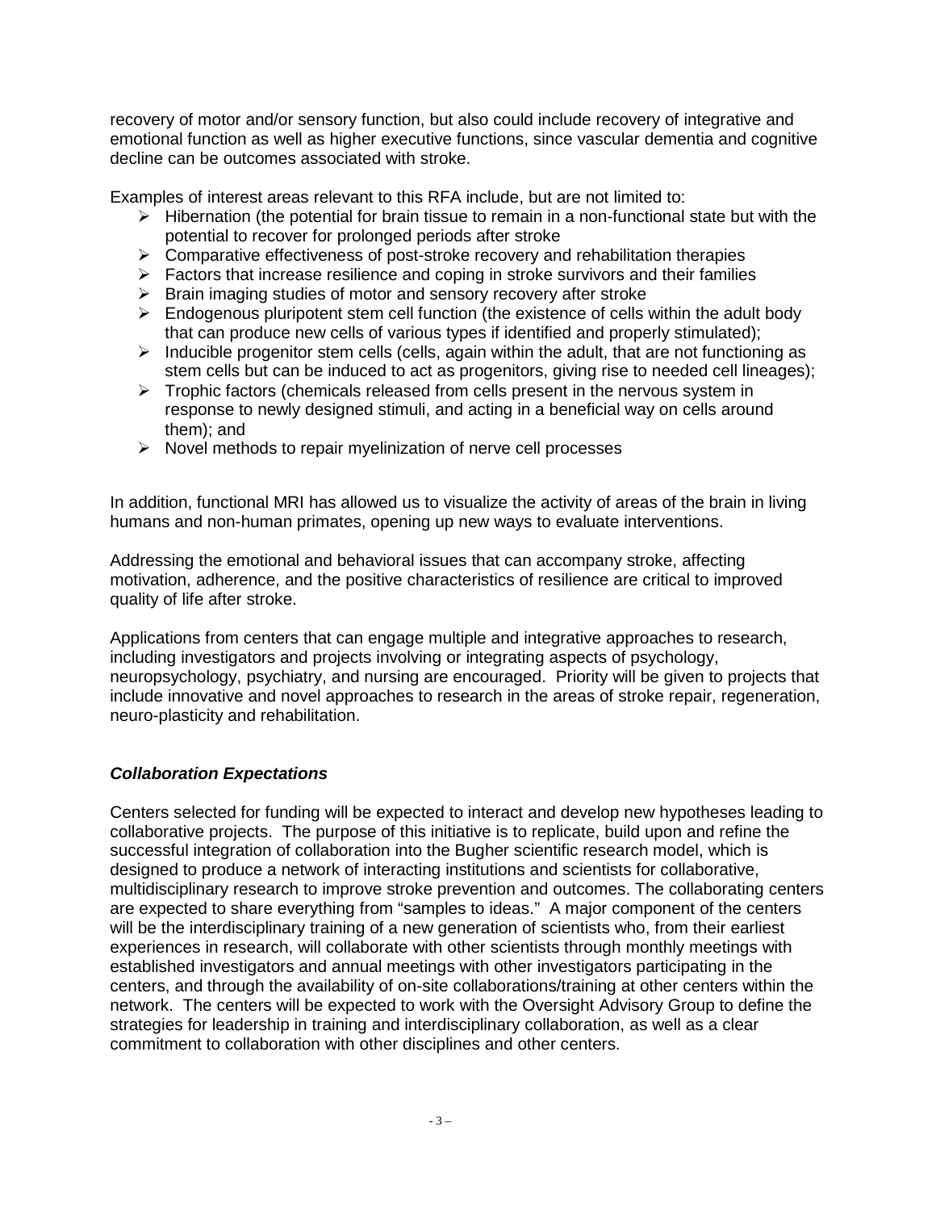recovery of motor and/or sensory function, but also could include recovery of integrative and emotional function as well as higher executive functions, since vascular dementia and cognitive decline can be outcomes associated with stroke.

Examples of interest areas relevant to this RFA include, but are not limited to:

- Hibernation (the potential for brain tissue to remain in a non-functional state but with the potential to recover for prolonged periods after stroke
- Comparative effectiveness of post-stroke recovery and rehabilitation therapies
- Factors that increase resilience and coping in stroke survivors and their families
- Brain imaging studies of motor and sensory recovery after stroke
- Endogenous pluripotent stem cell function (the existence of cells within the adult body that can produce new cells of various types if identified and properly stimulated);
- Inducible progenitor stem cells (cells, again within the adult, that are not functioning as stem cells but can be induced to act as progenitors, giving rise to needed cell lineages);
- Trophic factors (chemicals released from cells present in the nervous system in response to newly designed stimuli, and acting in a beneficial way on cells around them); and
- Novel methods to repair myelinization of nerve cell processes

In addition, functional MRI has allowed us to visualize the activity of areas of the brain in living humans and non-human primates, opening up new ways to evaluate interventions.

Addressing the emotional and behavioral issues that can accompany stroke, affecting motivation, adherence, and the positive characteristics of resilience are critical to improved quality of life after stroke.

Applications from centers that can engage multiple and integrative approaches to research, including investigators and projects involving or integrating aspects of psychology, neuropsychology, psychiatry, and nursing are encouraged. Priority will be given to projects that include innovative and novel approaches to research in the areas of stroke repair, regeneration, neuro-plasticity and rehabilitation.

### ***Collaboration Expectations***

Centers selected for funding will be expected to interact and develop new hypotheses leading to collaborative projects. The purpose of this initiative is to replicate, build upon and refine the successful integration of collaboration into the Bugher scientific research model, which is designed to produce a network of interacting institutions and scientists for collaborative, multidisciplinary research to improve stroke prevention and outcomes. The collaborating centers are expected to share everything from "samples to ideas." A major component of the centers will be the interdisciplinary training of a new generation of scientists who, from their earliest experiences in research, will collaborate with other scientists through monthly meetings with established investigators and annual meetings with other investigators participating in the centers, and through the availability of on-site collaborations/training at other centers within the network. The centers will be expected to work with the Oversight Advisory Group to define the strategies for leadership in training and interdisciplinary collaboration, as well as a clear commitment to collaboration with other disciplines and other centers.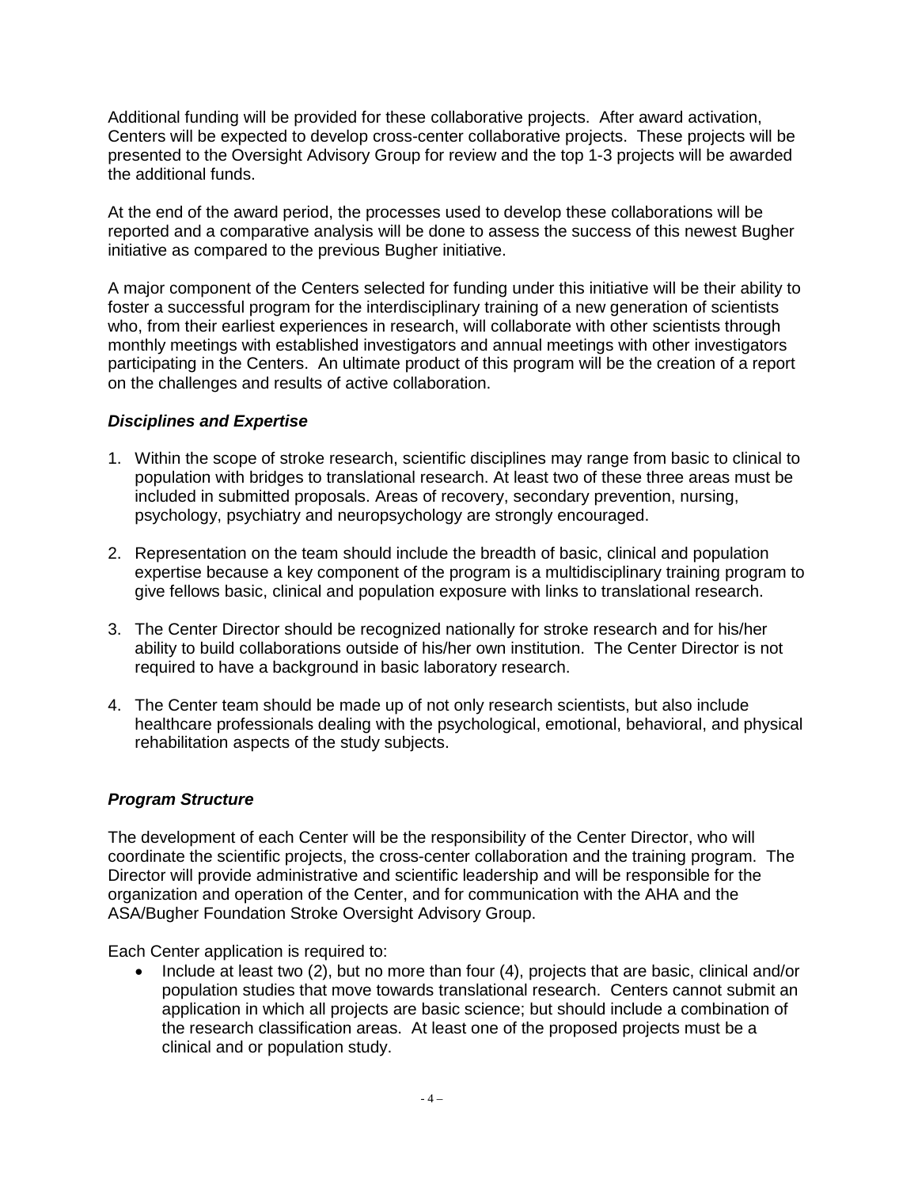Additional funding will be provided for these collaborative projects. After award activation, Centers will be expected to develop cross-center collaborative projects. These projects will be presented to the Oversight Advisory Group for review and the top 1-3 projects will be awarded the additional funds.

At the end of the award period, the processes used to develop these collaborations will be reported and a comparative analysis will be done to assess the success of this newest Bugher initiative as compared to the previous Bugher initiative.

A major component of the Centers selected for funding under this initiative will be their ability to foster a successful program for the interdisciplinary training of a new generation of scientists who, from their earliest experiences in research, will collaborate with other scientists through monthly meetings with established investigators and annual meetings with other investigators participating in the Centers. An ultimate product of this program will be the creation of a report on the challenges and results of active collaboration.

### *Disciplines and Expertise*

1. Within the scope of stroke research, scientific disciplines may range from basic to clinical to population with bridges to translational research. At least two of these three areas must be included in submitted proposals. Areas of recovery, secondary prevention, nursing, psychology, psychiatry and neuropsychology are strongly encouraged.

2. Representation on the team should include the breadth of basic, clinical and population expertise because a key component of the program is a multidisciplinary training program to give fellows basic, clinical and population exposure with links to translational research.

3. The Center Director should be recognized nationally for stroke research and for his/her ability to build collaborations outside of his/her own institution. The Center Director is not required to have a background in basic laboratory research.

4. The Center team should be made up of not only research scientists, but also include healthcare professionals dealing with the psychological, emotional, behavioral, and physical rehabilitation aspects of the study subjects.

### *Program Structure*

The development of each Center will be the responsibility of the Center Director, who will coordinate the scientific projects, the cross-center collaboration and the training program. The Director will provide administrative and scientific leadership and will be responsible for the organization and operation of the Center, and for communication with the AHA and the ASA/Bugher Foundation Stroke Oversight Advisory Group.

Each Center application is required to:

- Include at least two (2), but no more than four (4), projects that are basic, clinical and/or population studies that move towards translational research. Centers cannot submit an application in which all projects are basic science; but should include a combination of the research classification areas. At least one of the proposed projects must be a clinical and or population study.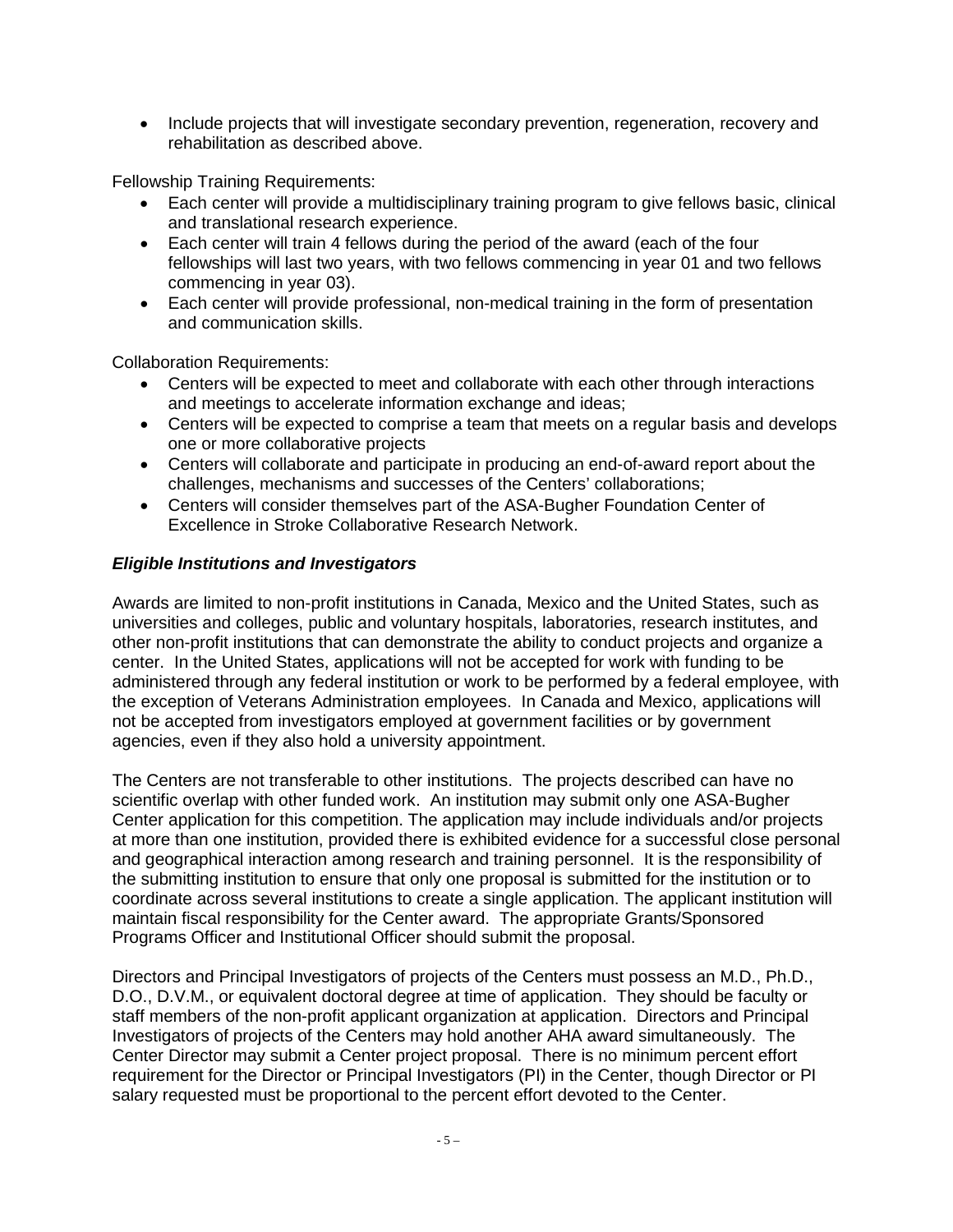- Include projects that will investigate secondary prevention, regeneration, recovery and rehabilitation as described above.

Fellowship Training Requirements:

- Each center will provide a multidisciplinary training program to give fellows basic, clinical and translational research experience.
- Each center will train 4 fellows during the period of the award (each of the four fellowships will last two years, with two fellows commencing in year 01 and two fellows commencing in year 03).
- Each center will provide professional, non-medical training in the form of presentation and communication skills.

Collaboration Requirements:

- Centers will be expected to meet and collaborate with each other through interactions and meetings to accelerate information exchange and ideas;
- Centers will be expected to comprise a team that meets on a regular basis and develops one or more collaborative projects
- Centers will collaborate and participate in producing an end-of-award report about the challenges, mechanisms and successes of the Centers' collaborations;
- Centers will consider themselves part of the ASA-Bugher Foundation Center of Excellence in Stroke Collaborative Research Network.

### *Eligible Institutions and Investigators*

Awards are limited to non-profit institutions in Canada, Mexico and the United States, such as universities and colleges, public and voluntary hospitals, laboratories, research institutes, and other non-profit institutions that can demonstrate the ability to conduct projects and organize a center. In the United States, applications will not be accepted for work with funding to be administered through any federal institution or work to be performed by a federal employee, with the exception of Veterans Administration employees. In Canada and Mexico, applications will not be accepted from investigators employed at government facilities or by government agencies, even if they also hold a university appointment.

The Centers are not transferable to other institutions. The projects described can have no scientific overlap with other funded work. An institution may submit only one ASA-Bugher Center application for this competition. The application may include individuals and/or projects at more than one institution, provided there is exhibited evidence for a successful close personal and geographical interaction among research and training personnel. It is the responsibility of the submitting institution to ensure that only one proposal is submitted for the institution or to coordinate across several institutions to create a single application. The applicant institution will maintain fiscal responsibility for the Center award. The appropriate Grants/Sponsored Programs Officer and Institutional Officer should submit the proposal.

Directors and Principal Investigators of projects of the Centers must possess an M.D., Ph.D., D.O., D.V.M., or equivalent doctoral degree at time of application. They should be faculty or staff members of the non-profit applicant organization at application. Directors and Principal Investigators of projects of the Centers may hold another AHA award simultaneously. The Center Director may submit a Center project proposal. There is no minimum percent effort requirement for the Director or Principal Investigators (PI) in the Center, though Director or PI salary requested must be proportional to the percent effort devoted to the Center.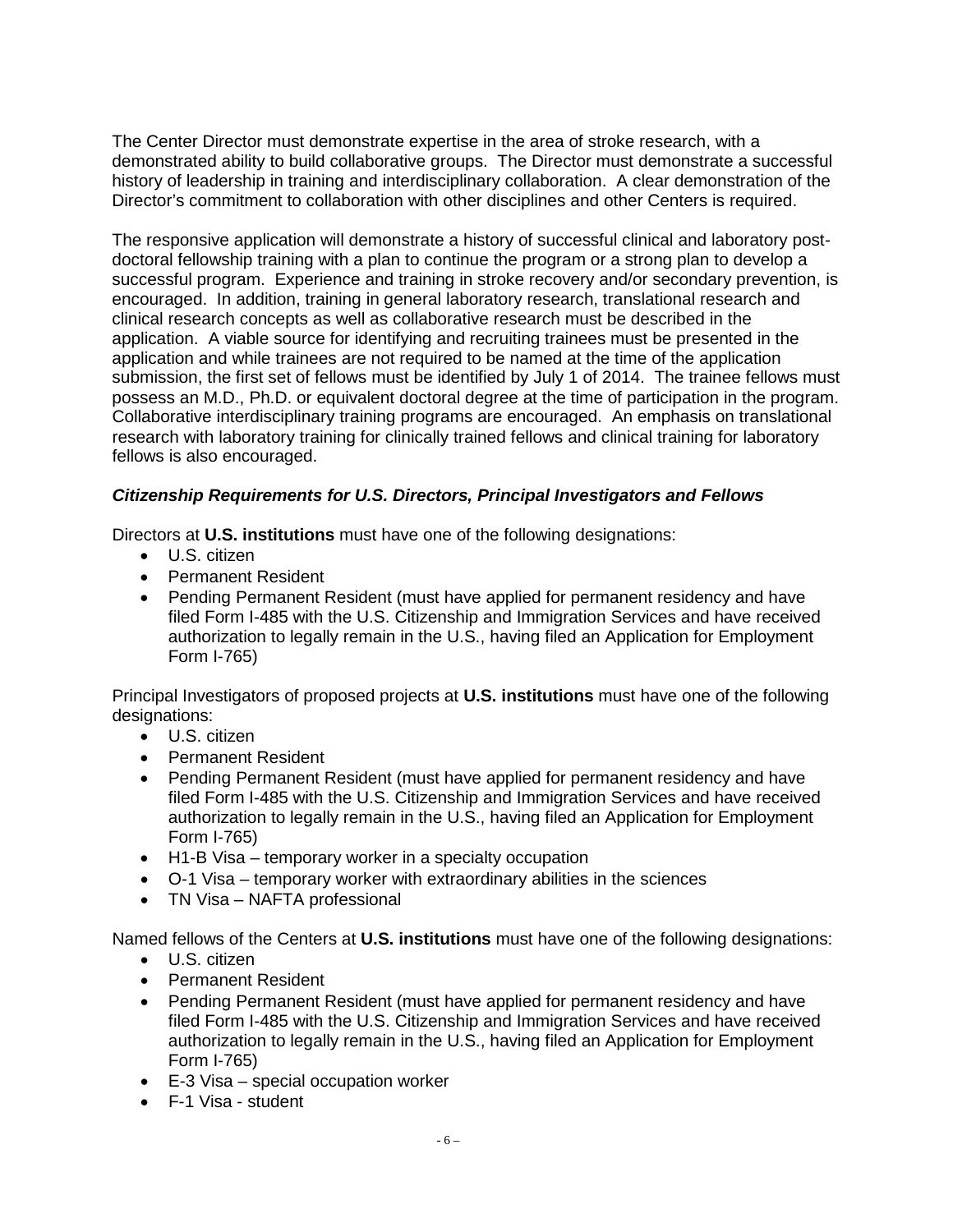The Center Director must demonstrate expertise in the area of stroke research, with a demonstrated ability to build collaborative groups. The Director must demonstrate a successful history of leadership in training and interdisciplinary collaboration. A clear demonstration of the Director's commitment to collaboration with other disciplines and other Centers is required.

The responsive application will demonstrate a history of successful clinical and laboratory post-doctoral fellowship training with a plan to continue the program or a strong plan to develop a successful program. Experience and training in stroke recovery and/or secondary prevention, is encouraged. In addition, training in general laboratory research, translational research and clinical research concepts as well as collaborative research must be described in the application. A viable source for identifying and recruiting trainees must be presented in the application and while trainees are not required to be named at the time of the application submission, the first set of fellows must be identified by July 1 of 2014. The trainee fellows must possess an M.D., Ph.D. or equivalent doctoral degree at the time of participation in the program. Collaborative interdisciplinary training programs are encouraged. An emphasis on translational research with laboratory training for clinically trained fellows and clinical training for laboratory fellows is also encouraged.

***Citizenship Requirements for U.S. Directors, Principal Investigators and Fellows***

Directors at **U.S. institutions** must have one of the following designations:

- U.S. citizen
- Permanent Resident
- Pending Permanent Resident (must have applied for permanent residency and have filed Form I-485 with the U.S. Citizenship and Immigration Services and have received authorization to legally remain in the U.S., having filed an Application for Employment Form I-765)

Principal Investigators of proposed projects at **U.S. institutions** must have one of the following designations:

- U.S. citizen
- Permanent Resident
- Pending Permanent Resident (must have applied for permanent residency and have filed Form I-485 with the U.S. Citizenship and Immigration Services and have received authorization to legally remain in the U.S., having filed an Application for Employment Form I-765)
- H1-B Visa – temporary worker in a specialty occupation
- O-1 Visa – temporary worker with extraordinary abilities in the sciences
- TN Visa – NAFTA professional

Named fellows of the Centers at **U.S. institutions** must have one of the following designations:

- U.S. citizen
- Permanent Resident
- Pending Permanent Resident (must have applied for permanent residency and have filed Form I-485 with the U.S. Citizenship and Immigration Services and have received authorization to legally remain in the U.S., having filed an Application for Employment Form I-765)
- E-3 Visa – special occupation worker
- F-1 Visa - student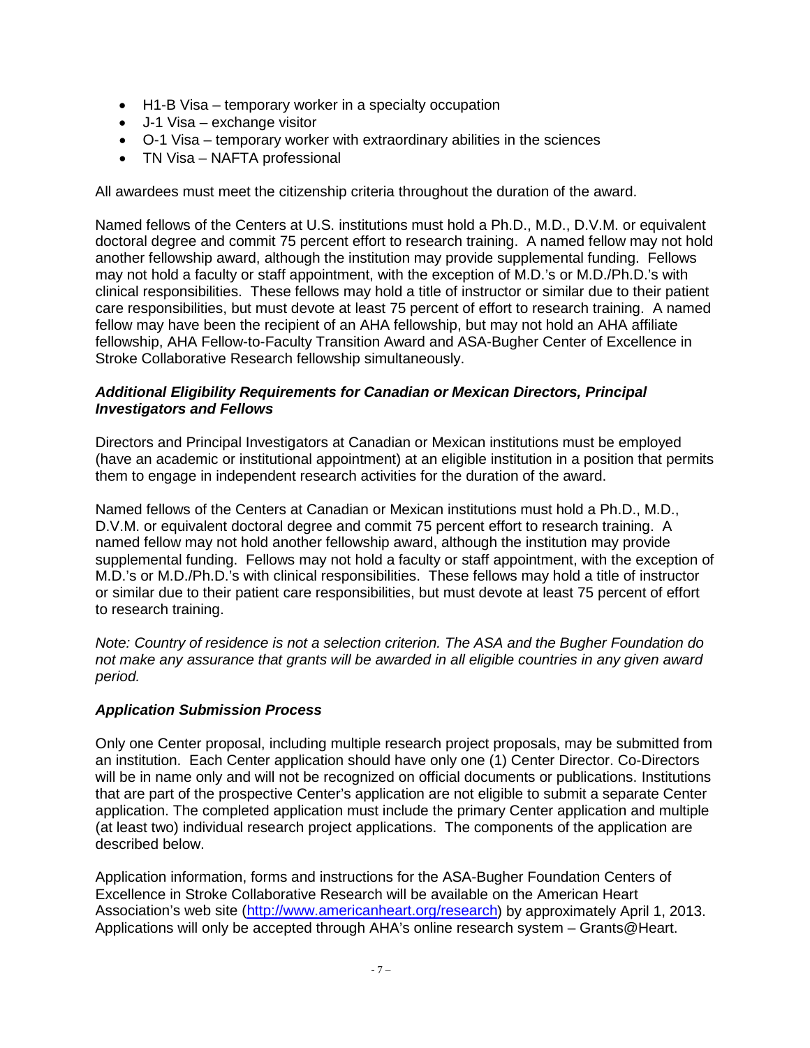- H1-B Visa – temporary worker in a specialty occupation
- J-1 Visa – exchange visitor
- O-1 Visa – temporary worker with extraordinary abilities in the sciences
- TN Visa – NAFTA professional

All awardees must meet the citizenship criteria throughout the duration of the award.

Named fellows of the Centers at U.S. institutions must hold a Ph.D., M.D., D.V.M. or equivalent doctoral degree and commit 75 percent effort to research training. A named fellow may not hold another fellowship award, although the institution may provide supplemental funding. Fellows may not hold a faculty or staff appointment, with the exception of M.D.'s or M.D./Ph.D.'s with clinical responsibilities. These fellows may hold a title of instructor or similar due to their patient care responsibilities, but must devote at least 75 percent of effort to research training. A named fellow may have been the recipient of an AHA fellowship, but may not hold an AHA affiliate fellowship, AHA Fellow-to-Faculty Transition Award and ASA-Bugher Center of Excellence in Stroke Collaborative Research fellowship simultaneously.

***Additional Eligibility Requirements for Canadian or Mexican Directors, Principal Investigators and Fellows***

Directors and Principal Investigators at Canadian or Mexican institutions must be employed (have an academic or institutional appointment) at an eligible institution in a position that permits them to engage in independent research activities for the duration of the award.

Named fellows of the Centers at Canadian or Mexican institutions must hold a Ph.D., M.D., D.V.M. or equivalent doctoral degree and commit 75 percent effort to research training. A named fellow may not hold another fellowship award, although the institution may provide supplemental funding. Fellows may not hold a faculty or staff appointment, with the exception of M.D.'s or M.D./Ph.D.'s with clinical responsibilities. These fellows may hold a title of instructor or similar due to their patient care responsibilities, but must devote at least 75 percent of effort to research training.

*Note: Country of residence is not a selection criterion. The ASA and the Bugher Foundation do not make any assurance that grants will be awarded in all eligible countries in any given award period.*

***Application Submission Process***

Only one Center proposal, including multiple research project proposals, may be submitted from an institution. Each Center application should have only one (1) Center Director. Co-Directors will be in name only and will not be recognized on official documents or publications. Institutions that are part of the prospective Center's application are not eligible to submit a separate Center application. The completed application must include the primary Center application and multiple (at least two) individual research project applications. The components of the application are described below.

Application information, forms and instructions for the ASA-Bugher Foundation Centers of Excellence in Stroke Collaborative Research will be available on the American Heart Association's web site (http://www.americanheart.org/research) by approximately April 1, 2013. Applications will only be accepted through AHA's online research system – Grants@Heart.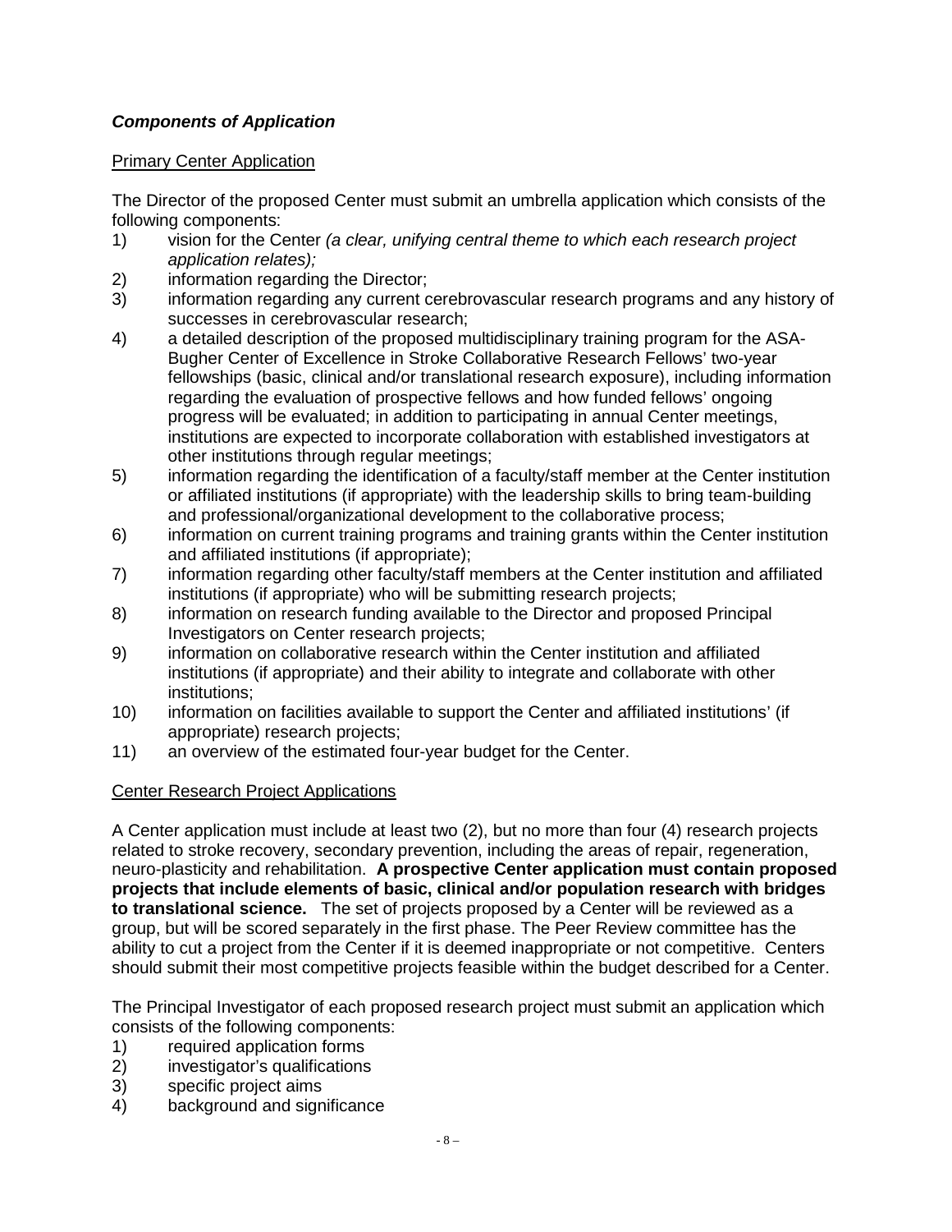***Components of Application***

<u>Primary Center Application</u>

The Director of the proposed Center must submit an umbrella application which consists of the following components:

1) vision for the Center *(a clear, unifying central theme to which each research project application relates);*
2) information regarding the Director;
3) information regarding any current cerebrovascular research programs and any history of successes in cerebrovascular research;
4) a detailed description of the proposed multidisciplinary training program for the ASA-Bugher Center of Excellence in Stroke Collaborative Research Fellows' two-year fellowships (basic, clinical and/or translational research exposure), including information regarding the evaluation of prospective fellows and how funded fellows' ongoing progress will be evaluated; in addition to participating in annual Center meetings, institutions are expected to incorporate collaboration with established investigators at other institutions through regular meetings;
5) information regarding the identification of a faculty/staff member at the Center institution or affiliated institutions (if appropriate) with the leadership skills to bring team-building and professional/organizational development to the collaborative process;
6) information on current training programs and training grants within the Center institution and affiliated institutions (if appropriate);
7) information regarding other faculty/staff members at the Center institution and affiliated institutions (if appropriate) who will be submitting research projects;
8) information on research funding available to the Director and proposed Principal Investigators on Center research projects;
9) information on collaborative research within the Center institution and affiliated institutions (if appropriate) and their ability to integrate and collaborate with other institutions;
10) information on facilities available to support the Center and affiliated institutions' (if appropriate) research projects;
11) an overview of the estimated four-year budget for the Center.

<u>Center Research Project Applications</u>

A Center application must include at least two (2), but no more than four (4) research projects related to stroke recovery, secondary prevention, including the areas of repair, regeneration, neuro-plasticity and rehabilitation. **A prospective Center application must contain proposed projects that include elements of basic, clinical and/or population research with bridges to translational science.** The set of projects proposed by a Center will be reviewed as a group, but will be scored separately in the first phase. The Peer Review committee has the ability to cut a project from the Center if it is deemed inappropriate or not competitive. Centers should submit their most competitive projects feasible within the budget described for a Center.

The Principal Investigator of each proposed research project must submit an application which consists of the following components:

1) required application forms
2) investigator's qualifications
3) specific project aims
4) background and significance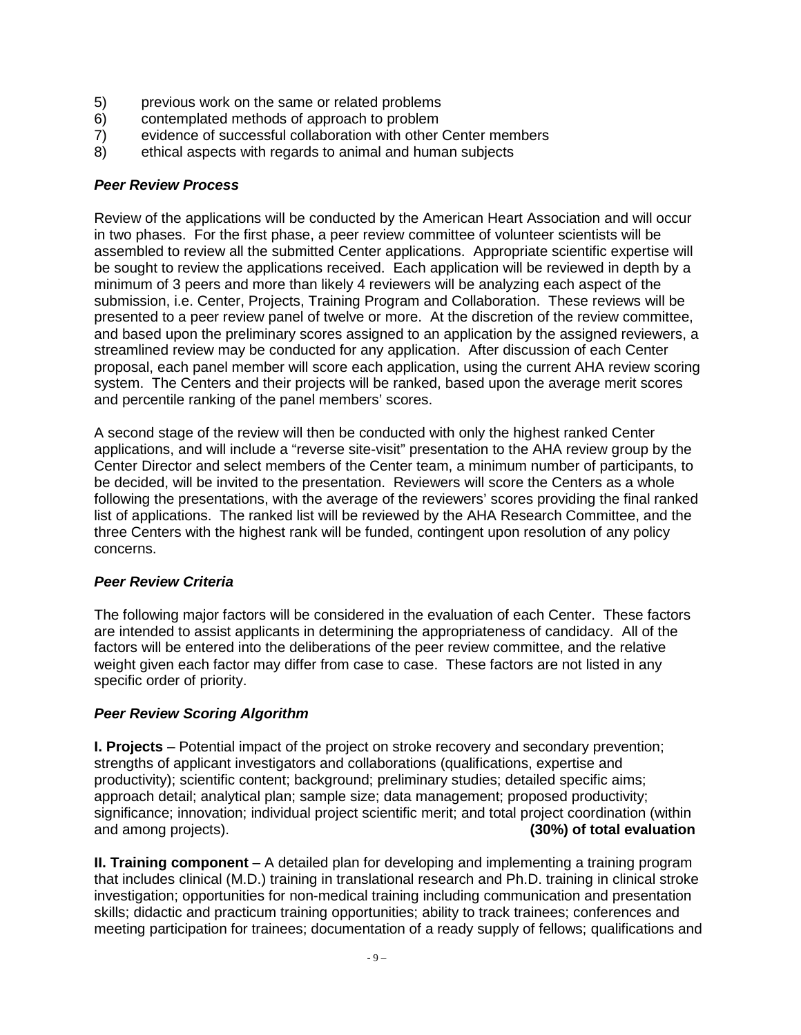5) previous work on the same or related problems
6) contemplated methods of approach to problem
7) evidence of successful collaboration with other Center members
8) ethical aspects with regards to animal and human subjects

***Peer Review Process***

Review of the applications will be conducted by the American Heart Association and will occur in two phases. For the first phase, a peer review committee of volunteer scientists will be assembled to review all the submitted Center applications. Appropriate scientific expertise will be sought to review the applications received. Each application will be reviewed in depth by a minimum of 3 peers and more than likely 4 reviewers will be analyzing each aspect of the submission, i.e. Center, Projects, Training Program and Collaboration. These reviews will be presented to a peer review panel of twelve or more. At the discretion of the review committee, and based upon the preliminary scores assigned to an application by the assigned reviewers, a streamlined review may be conducted for any application. After discussion of each Center proposal, each panel member will score each application, using the current AHA review scoring system. The Centers and their projects will be ranked, based upon the average merit scores and percentile ranking of the panel members' scores.

A second stage of the review will then be conducted with only the highest ranked Center applications, and will include a "reverse site-visit" presentation to the AHA review group by the Center Director and select members of the Center team, a minimum number of participants, to be decided, will be invited to the presentation. Reviewers will score the Centers as a whole following the presentations, with the average of the reviewers' scores providing the final ranked list of applications. The ranked list will be reviewed by the AHA Research Committee, and the three Centers with the highest rank will be funded, contingent upon resolution of any policy concerns.

***Peer Review Criteria***

The following major factors will be considered in the evaluation of each Center. These factors are intended to assist applicants in determining the appropriateness of candidacy. All of the factors will be entered into the deliberations of the peer review committee, and the relative weight given each factor may differ from case to case. These factors are not listed in any specific order of priority.

***Peer Review Scoring Algorithm***

**I. Projects** – Potential impact of the project on stroke recovery and secondary prevention; strengths of applicant investigators and collaborations (qualifications, expertise and productivity); scientific content; background; preliminary studies; detailed specific aims; approach detail; analytical plan; sample size; data management; proposed productivity; significance; innovation; individual project scientific merit; and total project coordination (within and among projects). **(30%) of total evaluation**

**II. Training component** – A detailed plan for developing and implementing a training program that includes clinical (M.D.) training in translational research and Ph.D. training in clinical stroke investigation; opportunities for non-medical training including communication and presentation skills; didactic and practicum training opportunities; ability to track trainees; conferences and meeting participation for trainees; documentation of a ready supply of fellows; qualifications and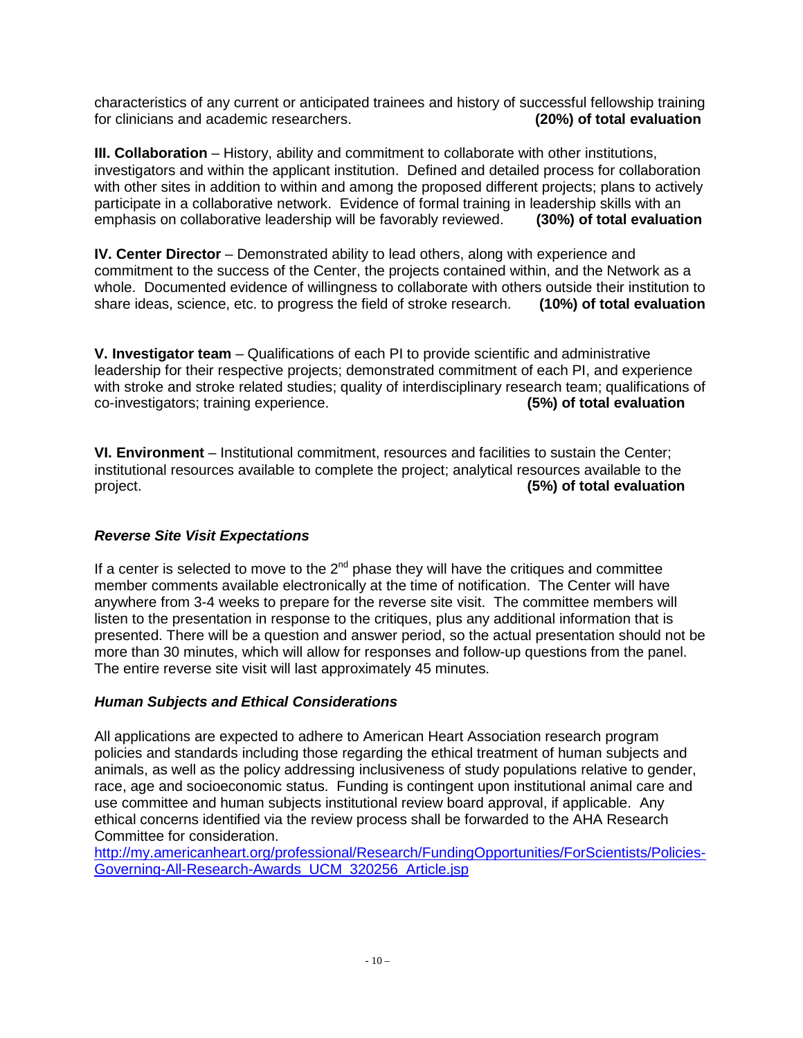characteristics of any current or anticipated trainees and history of successful fellowship training for clinicians and academic researchers. **(20%) of total evaluation**

**III. Collaboration** – History, ability and commitment to collaborate with other institutions, investigators and within the applicant institution. Defined and detailed process for collaboration with other sites in addition to within and among the proposed different projects; plans to actively participate in a collaborative network. Evidence of formal training in leadership skills with an emphasis on collaborative leadership will be favorably reviewed. **(30%) of total evaluation**

**IV. Center Director** – Demonstrated ability to lead others, along with experience and commitment to the success of the Center, the projects contained within, and the Network as a whole. Documented evidence of willingness to collaborate with others outside their institution to share ideas, science, etc. to progress the field of stroke research. **(10%) of total evaluation**

**V. Investigator team** – Qualifications of each PI to provide scientific and administrative leadership for their respective projects; demonstrated commitment of each PI, and experience with stroke and stroke related studies; quality of interdisciplinary research team; qualifications of co-investigators; training experience. **(5%) of total evaluation**

**VI. Environment** – Institutional commitment, resources and facilities to sustain the Center; institutional resources available to complete the project; analytical resources available to the project. **(5%) of total evaluation**

### *Reverse Site Visit Expectations*

If a center is selected to move to the 2nd phase they will have the critiques and committee member comments available electronically at the time of notification. The Center will have anywhere from 3-4 weeks to prepare for the reverse site visit. The committee members will listen to the presentation in response to the critiques, plus any additional information that is presented. There will be a question and answer period, so the actual presentation should not be more than 30 minutes, which will allow for responses and follow-up questions from the panel. The entire reverse site visit will last approximately 45 minutes.

### *Human Subjects and Ethical Considerations*

All applications are expected to adhere to American Heart Association research program policies and standards including those regarding the ethical treatment of human subjects and animals, as well as the policy addressing inclusiveness of study populations relative to gender, race, age and socioeconomic status. Funding is contingent upon institutional animal care and use committee and human subjects institutional review board approval, if applicable. Any ethical concerns identified via the review process shall be forwarded to the AHA Research Committee for consideration.
[http://my.americanheart.org/professional/Research/FundingOpportunities/ForScientists/Policies-Governing-All-Research-Awards_UCM_320256_Article.jsp](http://my.americanheart.org/professional/Research/FundingOpportunities/ForScientists/Policies-Governing-All-Research-Awards_UCM_320256_Article.jsp)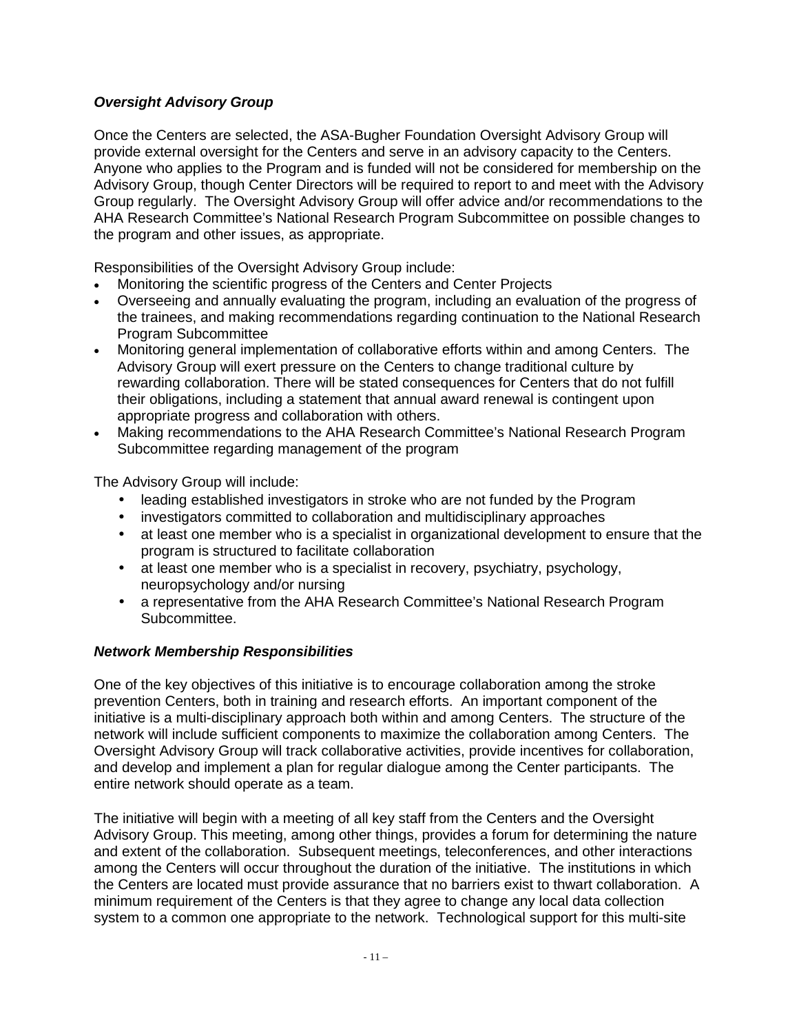***Oversight Advisory Group***

Once the Centers are selected, the ASA-Bugher Foundation Oversight Advisory Group will provide external oversight for the Centers and serve in an advisory capacity to the Centers. Anyone who applies to the Program and is funded will not be considered for membership on the Advisory Group, though Center Directors will be required to report to and meet with the Advisory Group regularly. The Oversight Advisory Group will offer advice and/or recommendations to the AHA Research Committee's National Research Program Subcommittee on possible changes to the program and other issues, as appropriate.

Responsibilities of the Oversight Advisory Group include:

- Monitoring the scientific progress of the Centers and Center Projects
- Overseeing and annually evaluating the program, including an evaluation of the progress of the trainees, and making recommendations regarding continuation to the National Research Program Subcommittee
- Monitoring general implementation of collaborative efforts within and among Centers. The Advisory Group will exert pressure on the Centers to change traditional culture by rewarding collaboration. There will be stated consequences for Centers that do not fulfill their obligations, including a statement that annual award renewal is contingent upon appropriate progress and collaboration with others.
- Making recommendations to the AHA Research Committee's National Research Program Subcommittee regarding management of the program

The Advisory Group will include:

- leading established investigators in stroke who are not funded by the Program
- investigators committed to collaboration and multidisciplinary approaches
- at least one member who is a specialist in organizational development to ensure that the program is structured to facilitate collaboration
- at least one member who is a specialist in recovery, psychiatry, psychology, neuropsychology and/or nursing
- a representative from the AHA Research Committee's National Research Program Subcommittee.

***Network Membership Responsibilities***

One of the key objectives of this initiative is to encourage collaboration among the stroke prevention Centers, both in training and research efforts. An important component of the initiative is a multi-disciplinary approach both within and among Centers. The structure of the network will include sufficient components to maximize the collaboration among Centers. The Oversight Advisory Group will track collaborative activities, provide incentives for collaboration, and develop and implement a plan for regular dialogue among the Center participants. The entire network should operate as a team.

The initiative will begin with a meeting of all key staff from the Centers and the Oversight Advisory Group. This meeting, among other things, provides a forum for determining the nature and extent of the collaboration. Subsequent meetings, teleconferences, and other interactions among the Centers will occur throughout the duration of the initiative. The institutions in which the Centers are located must provide assurance that no barriers exist to thwart collaboration. A minimum requirement of the Centers is that they agree to change any local data collection system to a common one appropriate to the network. Technological support for this multi-site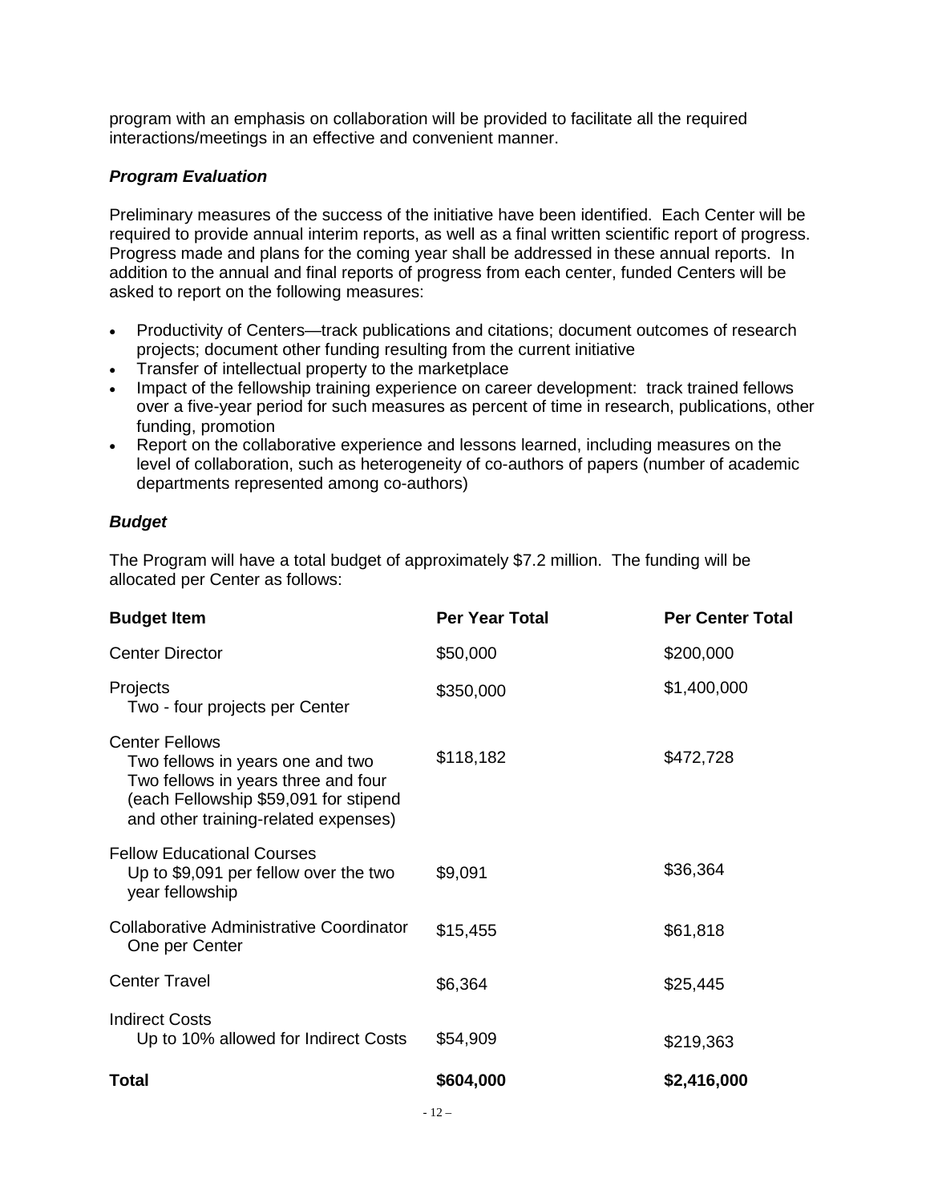program with an emphasis on collaboration will be provided to facilitate all the required interactions/meetings in an effective and convenient manner.

### *Program Evaluation*

Preliminary measures of the success of the initiative have been identified. Each Center will be required to provide annual interim reports, as well as a final written scientific report of progress. Progress made and plans for the coming year shall be addressed in these annual reports. In addition to the annual and final reports of progress from each center, funded Centers will be asked to report on the following measures:

- Productivity of Centers—track publications and citations; document outcomes of research projects; document other funding resulting from the current initiative
- Transfer of intellectual property to the marketplace
- Impact of the fellowship training experience on career development: track trained fellows over a five-year period for such measures as percent of time in research, publications, other funding, promotion
- Report on the collaborative experience and lessons learned, including measures on the level of collaboration, such as heterogeneity of co-authors of papers (number of academic departments represented among co-authors)

### *Budget*

The Program will have a total budget of approximately $7.2 million. The funding will be allocated per Center as follows:

| Budget Item | Per Year Total | Per Center Total |
|---|---|---|
| Center Director | $50,000 | $200,000 |
| Projects<br>Two - four projects per Center | $350,000 | $1,400,000 |
| Center Fellows<br>Two fellows in years one and two<br>Two fellows in years three and four<br>(each Fellowship $59,091 for stipend and other training-related expenses) | $118,182 | $472,728 |
| Fellow Educational Courses<br>Up to $9,091 per fellow over the two year fellowship | $9,091 | $36,364 |
| Collaborative Administrative Coordinator<br>One per Center | $15,455 | $61,818 |
| Center Travel | $6,364 | $25,445 |
| Indirect Costs<br>Up to 10% allowed for Indirect Costs | $54,909 | $219,363 |
| **Total** | **$604,000** | **$2,416,000** |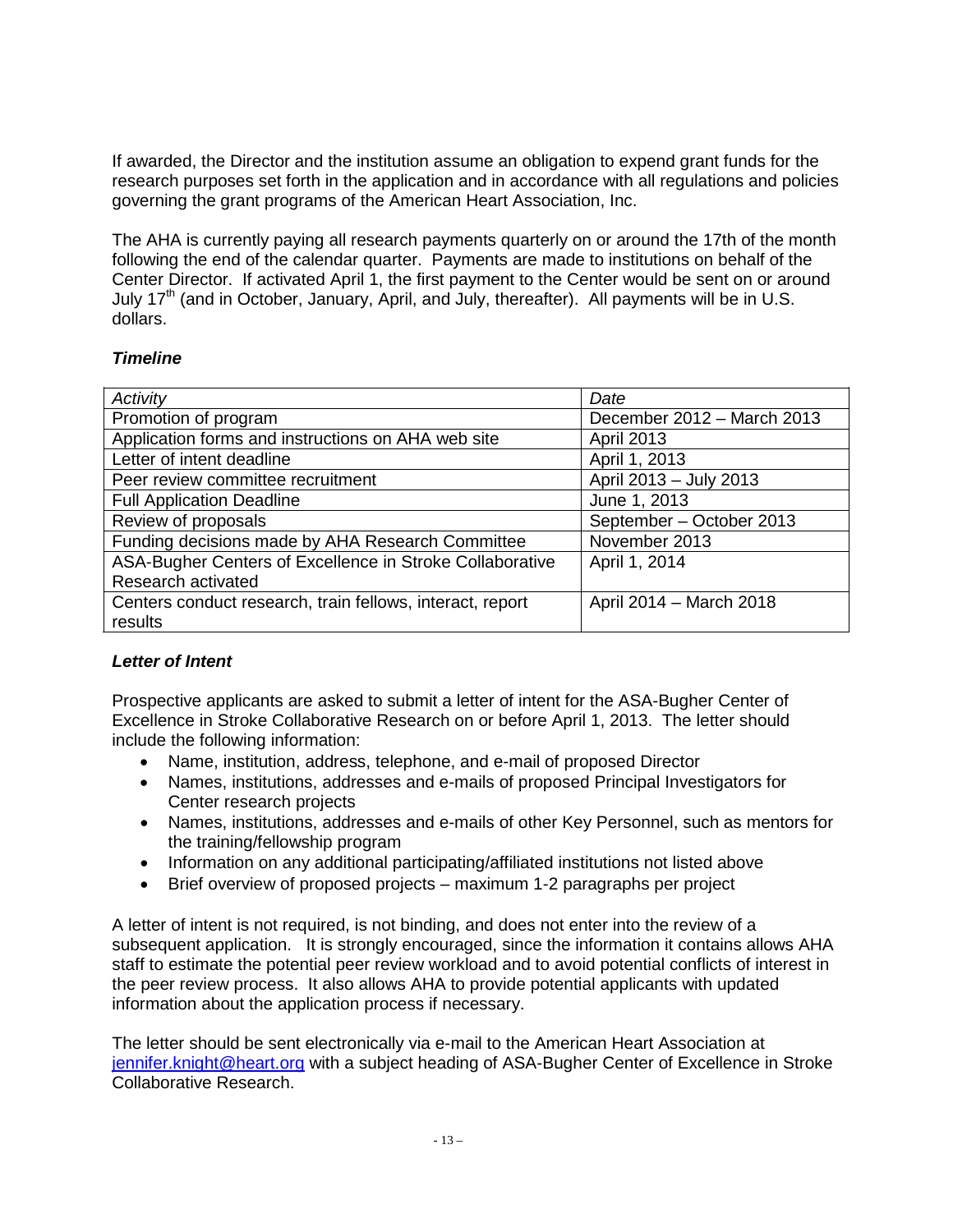If awarded, the Director and the institution assume an obligation to expend grant funds for the research purposes set forth in the application and in accordance with all regulations and policies governing the grant programs of the American Heart Association, Inc.

The AHA is currently paying all research payments quarterly on or around the 17th of the month following the end of the calendar quarter. Payments are made to institutions on behalf of the Center Director. If activated April 1, the first payment to the Center would be sent on or around July 17th (and in October, January, April, and July, thereafter). All payments will be in U.S. dollars.

***Timeline***

| *Activity* | *Date* |
|---|---|
| Promotion of program | December 2012 – March 2013 |
| Application forms and instructions on AHA web site | April 2013 |
| Letter of intent deadline | April 1, 2013 |
| Peer review committee recruitment | April 2013 – July 2013 |
| Full Application Deadline | June 1, 2013 |
| Review of proposals | September – October 2013 |
| Funding decisions made by AHA Research Committee | November 2013 |
| ASA-Bugher Centers of Excellence in Stroke Collaborative Research activated | April 1, 2014 |
| Centers conduct research, train fellows, interact, report results | April 2014 – March 2018 |

***Letter of Intent***

Prospective applicants are asked to submit a letter of intent for the ASA-Bugher Center of Excellence in Stroke Collaborative Research on or before April 1, 2013. The letter should include the following information:

- Name, institution, address, telephone, and e-mail of proposed Director
- Names, institutions, addresses and e-mails of proposed Principal Investigators for Center research projects
- Names, institutions, addresses and e-mails of other Key Personnel, such as mentors for the training/fellowship program
- Information on any additional participating/affiliated institutions not listed above
- Brief overview of proposed projects – maximum 1-2 paragraphs per project

A letter of intent is not required, is not binding, and does not enter into the review of a subsequent application. It is strongly encouraged, since the information it contains allows AHA staff to estimate the potential peer review workload and to avoid potential conflicts of interest in the peer review process. It also allows AHA to provide potential applicants with updated information about the application process if necessary.

The letter should be sent electronically via e-mail to the American Heart Association at jennifer.knight@heart.org with a subject heading of ASA-Bugher Center of Excellence in Stroke Collaborative Research.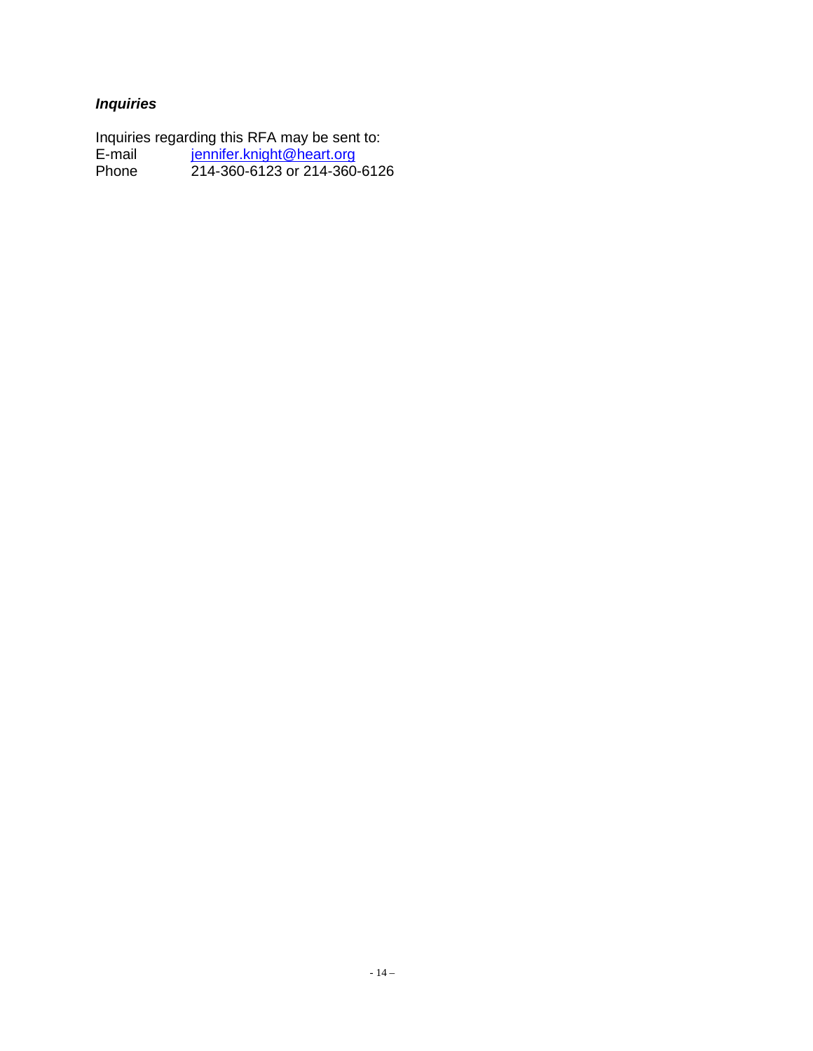***Inquiries***

Inquiries regarding this RFA may be sent to:

E-mail    jennifer.knight@heart.org

Phone    214-360-6123 or 214-360-6126